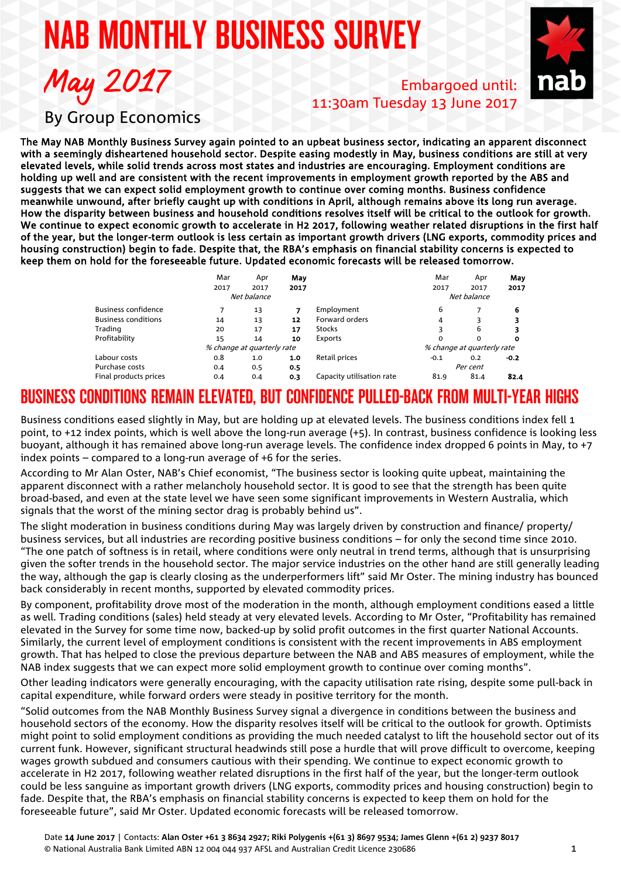# NAB MONTHLY BUSINESS SURVEY

## May 2017

By Group Economics

Embargoed until: 11:30am Tuesday 13 June 2017

**The May NAB Monthly Business Survey again pointed to an upbeat business sector, indicating an apparent disconnect with a seemingly disheartened household sector. Despite easing modestly in May, business conditions are still at very elevated levels, while solid trends across most states and industries are encouraging. Employment conditions are holding up well and are consistent with the recent improvements in employment growth reported by the ABS and suggests that we can expect solid employment growth to continue over coming months. Business confidence meanwhile unwound, after briefly caught up with conditions in April, although remains above its long run average. How the disparity between business and household conditions resolves itself will be critical to the outlook for growth. We continue to expect economic growth to accelerate in H2 2017, following weather related disruptions in the first half of the year, but the longer-term outlook is less certain as important growth drivers (LNG exports, commodity prices and housing construction) begin to fade. Despite that, the RBA's emphasis on financial stability concerns is expected to keep them on hold for the foreseeable future. Updated economic forecasts will be released tomorrow.**

| | Mar 2017 | Apr 2017 | **May 2017** | | Mar 2017 | Apr 2017 | **May 2017** |
|---|---|---|---|---|---|---|---|
| | *Net balance* | | | | *Net balance* | | |
| Business confidence | 7 | 13 | **7** | Employment | 6 | 7 | **6** |
| Business conditions | 14 | 13 | **12** | Forward orders | 4 | 3 | **3** |
| Trading | 20 | 17 | **17** | Stocks | 3 | 6 | **3** |
| Profitability | 15 | 14 | **10** | Exports | 0 | 0 | **0** |
| | *% change at quarterly rate* | | | | *% change at quarterly rate* | | |
| Labour costs | 0.8 | 1.0 | **1.0** | Retail prices | -0.1 | 0.2 | **-0.2** |
| Purchase costs | 0.4 | 0.5 | **0.5** | | *Per cent* | | |
| Final products prices | 0.4 | 0.4 | **0.3** | Capacity utilisation rate | 81.9 | 81.4 | **82.4** |

## BUSINESS CONDITIONS REMAIN ELEVATED, BUT CONFIDENCE PULLED-BACK FROM MULTI-YEAR HIGHS

Business conditions eased slightly in May, but are holding up at elevated levels. The business conditions index fell 1 point, to +12 index points, which is well above the long-run average (+5). In contrast, business confidence is looking less buoyant, although it has remained above long-run average levels. The confidence index dropped 6 points in May, to +7 index points – compared to a long-run average of +6 for the series.

According to Mr Alan Oster, NAB's Chief economist, "The business sector is looking quite upbeat, maintaining the apparent disconnect with a rather melancholy household sector. It is good to see that the strength has been quite broad-based, and even at the state level we have seen some significant improvements in Western Australia, which signals that the worst of the mining sector drag is probably behind us".

The slight moderation in business conditions during May was largely driven by construction and finance/ property/ business services, but all industries are recording positive business conditions – for only the second time since 2010. "The one patch of softness is in retail, where conditions were only neutral in trend terms, although that is unsurprising given the softer trends in the household sector. The major service industries on the other hand are still generally leading the way, although the gap is clearly closing as the underperformers lift" said Mr Oster. The mining industry has bounced back considerably in recent months, supported by elevated commodity prices.

By component, profitability drove most of the moderation in the month, although employment conditions eased a little as well. Trading conditions (sales) held steady at very elevated levels. According to Mr Oster, "Profitability has remained elevated in the Survey for some time now, backed-up by solid profit outcomes in the first quarter National Accounts. Similarly, the current level of employment conditions is consistent with the recent improvements in ABS employment growth. That has helped to close the previous departure between the NAB and ABS measures of employment, while the NAB index suggests that we can expect more solid employment growth to continue over coming months".

Other leading indicators were generally encouraging, with the capacity utilisation rate rising, despite some pull-back in capital expenditure, while forward orders were steady in positive territory for the month.

"Solid outcomes from the NAB Monthly Business Survey signal a divergence in conditions between the business and household sectors of the economy. How the disparity resolves itself will be critical to the outlook for growth. Optimists might point to solid employment conditions as providing the much needed catalyst to lift the household sector out of its current funk. However, significant structural headwinds still pose a hurdle that will prove difficult to overcome, keeping wages growth subdued and consumers cautious with their spending. We continue to expect economic growth to accelerate in H2 2017, following weather related disruptions in the first half of the year, but the longer-term outlook could be less sanguine as important growth drivers (LNG exports, commodity prices and housing construction) begin to fade. Despite that, the RBA's emphasis on financial stability concerns is expected to keep them on hold for the foreseeable future", said Mr Oster. Updated economic forecasts will be released tomorrow.

Date **14 June 2017** | Contacts: **Alan Oster +61 3 8634 2927; Riki Polygenis +(61 3) 8697 9534; James Glenn +(61 2) 9237 8017**
© National Australia Bank Limited ABN 12 004 044 937 AFSL and Australian Credit Licence 230686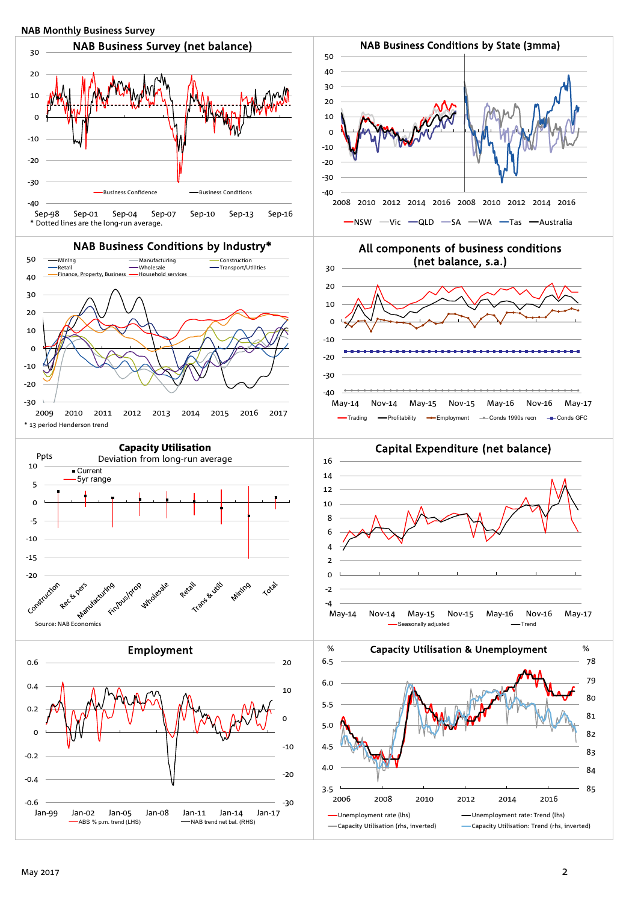NAB Monthly Business Survey

## NAB Business Survey (net balance)

Business Confidence — Business Conditions

Sep-98 Sep-01 Sep-04 Sep-07 Sep-10 Sep-13 Sep-16

\* Dotted lines are the long-run average.

## NAB Business Conditions by State (3mma)

NSW — Vic — QLD — SA — WA — Tas — Australia

## NAB Business Conditions by Industry*

Mining — Manufacturing — Construction — Retail — Wholesale — Transport/Utilities — Finance, Property, Business — Household services

\* 13 period Henderson trend

## All components of business conditions (net balance, s.a.)

Trading — Profitability — Employment — Conds 1990s recn — Conds GFC

## Capacity Utilisation

Deviation from long-run average

Ppts

Current — 5yr range

Construction, Rec & pers, Manufacturing, Fin/bus/prop, Wholesale, Retail, Trans & utili, Mining, Total

Source: NAB Economics

## Capital Expenditure (net balance)

Seasonally adjusted — Trend

## Employment

ABS % p.m. trend (LHS) — NAB trend net bal. (RHS)

## Capacity Utilisation & Unemployment

Unemployment rate (lhs) — Unemployment rate: Trend (lhs) — Capacity Utilisation (rhs, inverted) — Capacity Utilisation: Trend (rhs, inverted)

May 2017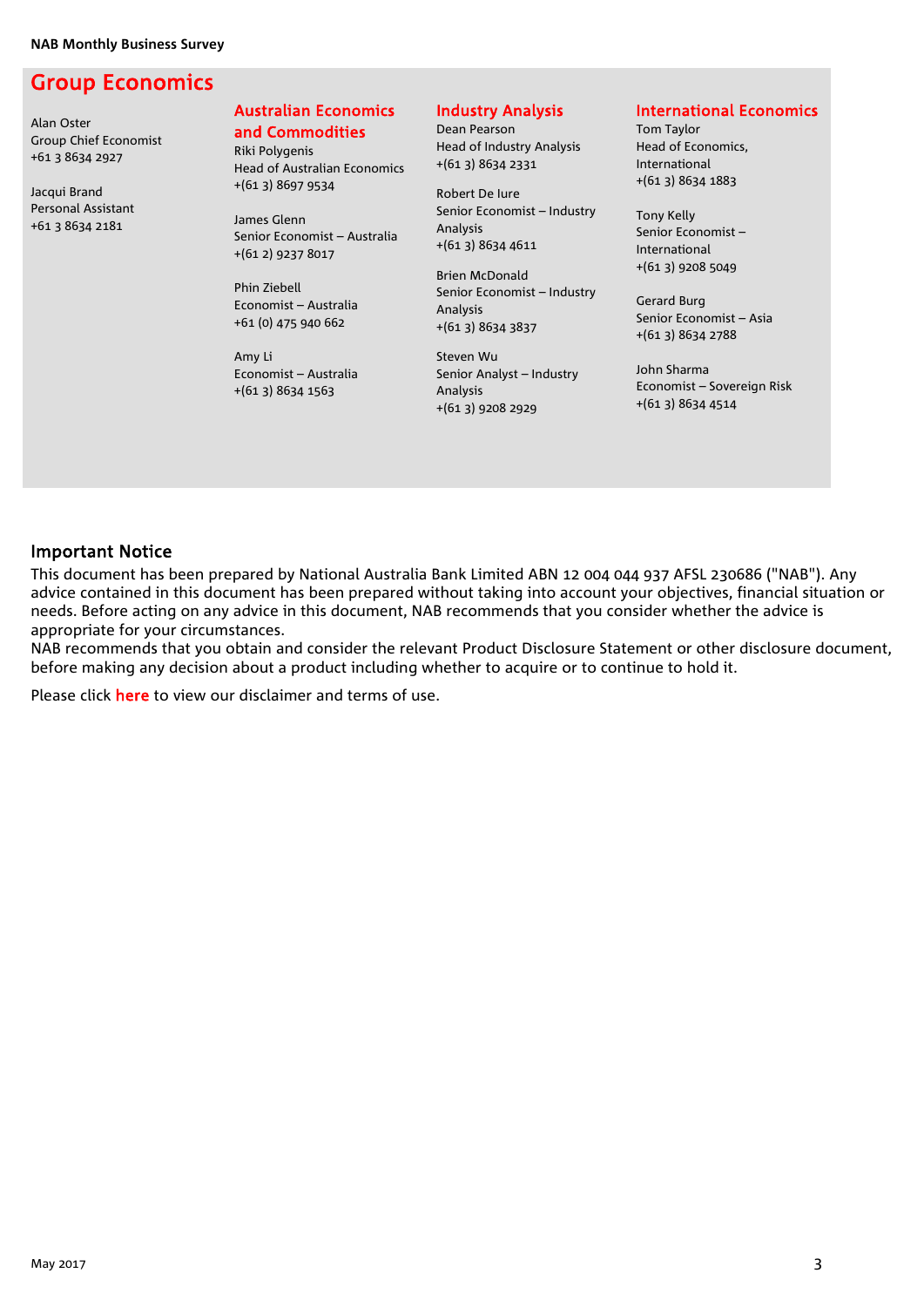# Group Economics

Alan Oster
Group Chief Economist
+61 3 8634 2927

Jacqui Brand
Personal Assistant
+61 3 8634 2181

## Australian Economics and Commodities

Riki Polygenis
Head of Australian Economics
+(61 3) 8697 9534

James Glenn
Senior Economist – Australia
+(61 2) 9237 8017

Phin Ziebell
Economist – Australia
+61 (0) 475 940 662

Amy Li
Economist – Australia
+(61 3) 8634 1563

## Industry Analysis

Dean Pearson
Head of Industry Analysis
+(61 3) 8634 2331

Robert De Iure
Senior Economist – Industry Analysis
+(61 3) 8634 4611

Brien McDonald
Senior Economist – Industry Analysis
+(61 3) 8634 3837

Steven Wu
Senior Analyst – Industry Analysis
+(61 3) 9208 2929

## International Economics

Tom Taylor
Head of Economics, International
+(61 3) 8634 1883

Tony Kelly
Senior Economist – International
+(61 3) 9208 5049

Gerard Burg
Senior Economist – Asia
+(61 3) 8634 2788

John Sharma
Economist – Sovereign Risk
+(61 3) 8634 4514

## Important Notice

This document has been prepared by National Australia Bank Limited ABN 12 004 044 937 AFSL 230686 ("NAB"). Any advice contained in this document has been prepared without taking into account your objectives, financial situation or needs. Before acting on any advice in this document, NAB recommends that you consider whether the advice is appropriate for your circumstances.

NAB recommends that you obtain and consider the relevant Product Disclosure Statement or other disclosure document, before making any decision about a product including whether to acquire or to continue to hold it.

Please click here to view our disclaimer and terms of use.